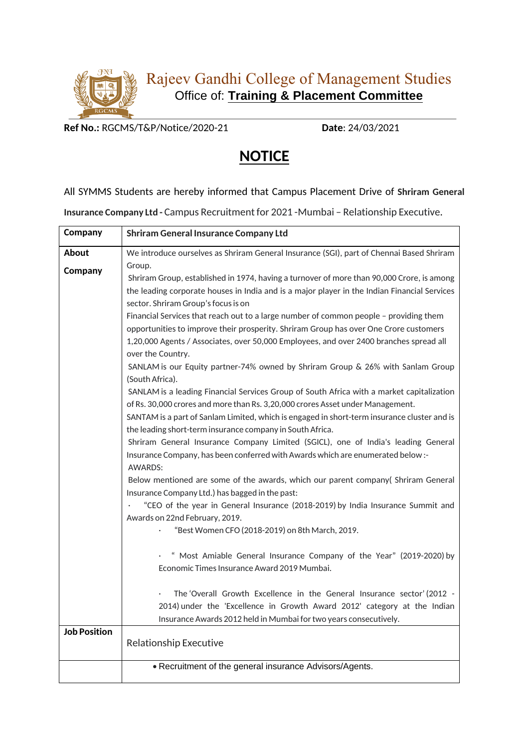# Rajeev Gandhi College of Management Studies

Office of: **Training & Placement Committee**

**Ref No.:** RGCMS/T&P/Notice/2020-21 **Date**: 24/03/2021

## NOTICE

All SYMMS Students are hereby informed that Campus Placement Drive of **Shriram General Insurance Company Ltd -** Campus Recruitment for 2021 -Mumbai – Relationship Executive.

| **Company** | **Shriram General Insurance Company Ltd** |
|---|---|
| **About Company** | We introduce ourselves as Shriram General Insurance (SGI), part of Chennai Based Shriram Group.<br>Shriram Group, established in 1974, having a turnover of more than 90,000 Crore, is among the leading corporate houses in India and is a major player in the Indian Financial Services sector. Shriram Group's focus is on<br>Financial Services that reach out to a large number of common people – providing them opportunities to improve their prosperity. Shriram Group has over One Crore customers 1,20,000 Agents / Associates, over 50,000 Employees, and over 2400 branches spread all over the Country.<br>SANLAM is our Equity partner-74% owned by Shriram Group & 26% with Sanlam Group (South Africa).<br>SANLAM is a leading Financial Services Group of South Africa with a market capitalization of Rs. 30,000 crores and more than Rs. 3,20,000 crores Asset under Management.<br>SANTAM is a part of Sanlam Limited, which is engaged in short-term insurance cluster and is the leading short-term insurance company in South Africa.<br>Shriram General Insurance Company Limited (SGICL), one of India's leading General Insurance Company, has been conferred with Awards which are enumerated below :-<br>AWARDS:<br>Below mentioned are some of the awards, which our parent company( Shriram General Insurance Company Ltd.) has bagged in the past:<br>· "CEO of the year in General Insurance (2018-2019) by India Insurance Summit and Awards on 22nd February, 2019.<br>· "Best Women CFO (2018-2019) on 8th March, 2019.<br>· " Most Amiable General Insurance Company of the Year" (2019-2020) by Economic Times Insurance Award 2019 Mumbai.<br>· The 'Overall Growth Excellence in the General Insurance sector' (2012 - 2014) under the 'Excellence in Growth Award 2012' category at the Indian Insurance Awards 2012 held in Mumbai for two years consecutively. |
| **Job Position** | Relationship Executive |
| | • Recruitment of the general insurance Advisors/Agents. |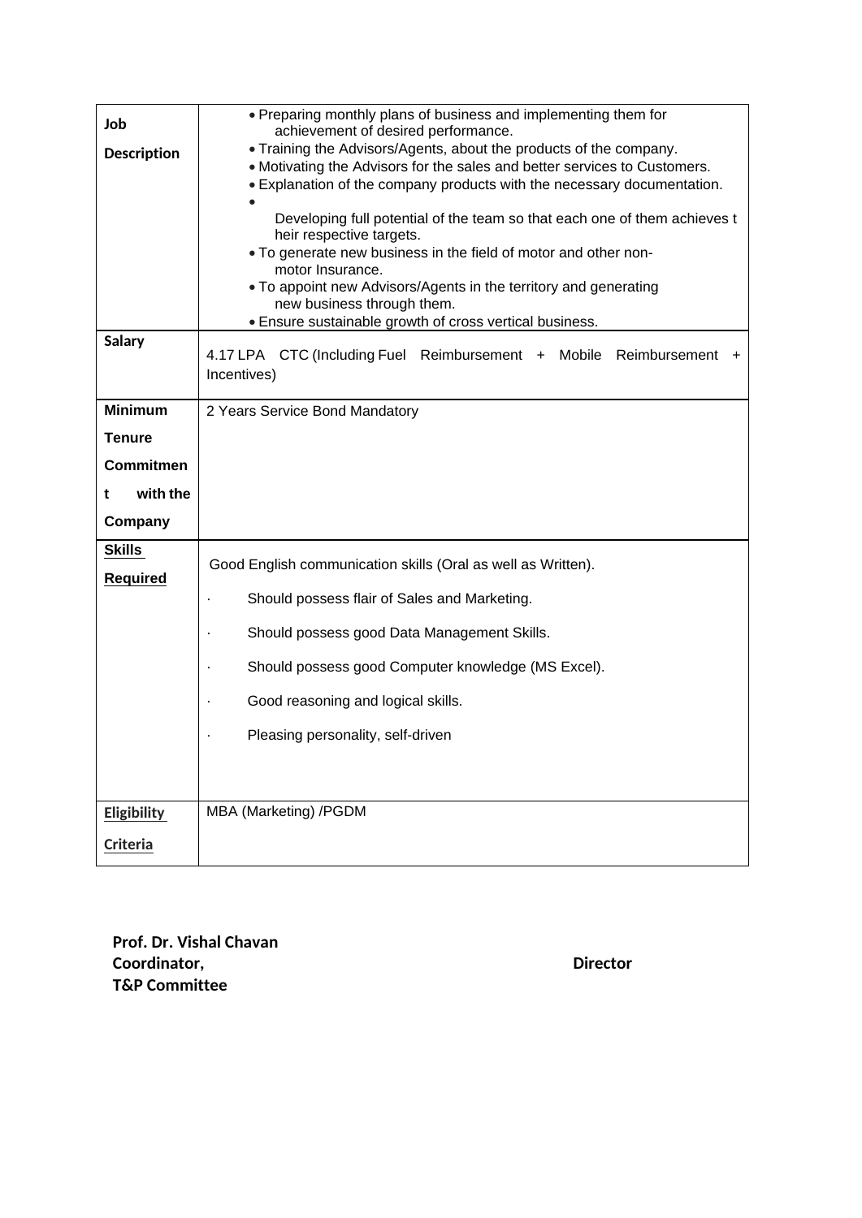| | |
|---|---|
| **Job Description** | • Preparing monthly plans of business and implementing them for achievement of desired performance.<br>• Training the Advisors/Agents, about the products of the company.<br>• Motivating the Advisors for the sales and better services to Customers.<br>• Explanation of the company products with the necessary documentation.<br>• Developing full potential of the team so that each one of them achieves their respective targets.<br>• To generate new business in the field of motor and other non-motor Insurance.<br>• To appoint new Advisors/Agents in the territory and generating new business through them.<br>• Ensure sustainable growth of cross vertical business. |
| **Salary** | 4.17 LPA CTC (Including Fuel Reimbursement + Mobile Reimbursement + Incentives) |
| **Minimum Tenure Commitment with the Company** | 2 Years Service Bond Mandatory |
| **Skills Required** | Good English communication skills (Oral as well as Written).<br>· Should possess flair of Sales and Marketing.<br>· Should possess good Data Management Skills.<br>· Should possess good Computer knowledge (MS Excel).<br>· Good reasoning and logical skills.<br>· Pleasing personality, self-driven |
| **Eligibility Criteria** | MBA (Marketing) /PGDM |

**Prof. Dr. Vishal Chavan**
**Coordinator,**
**T&P Committee**

**Director**